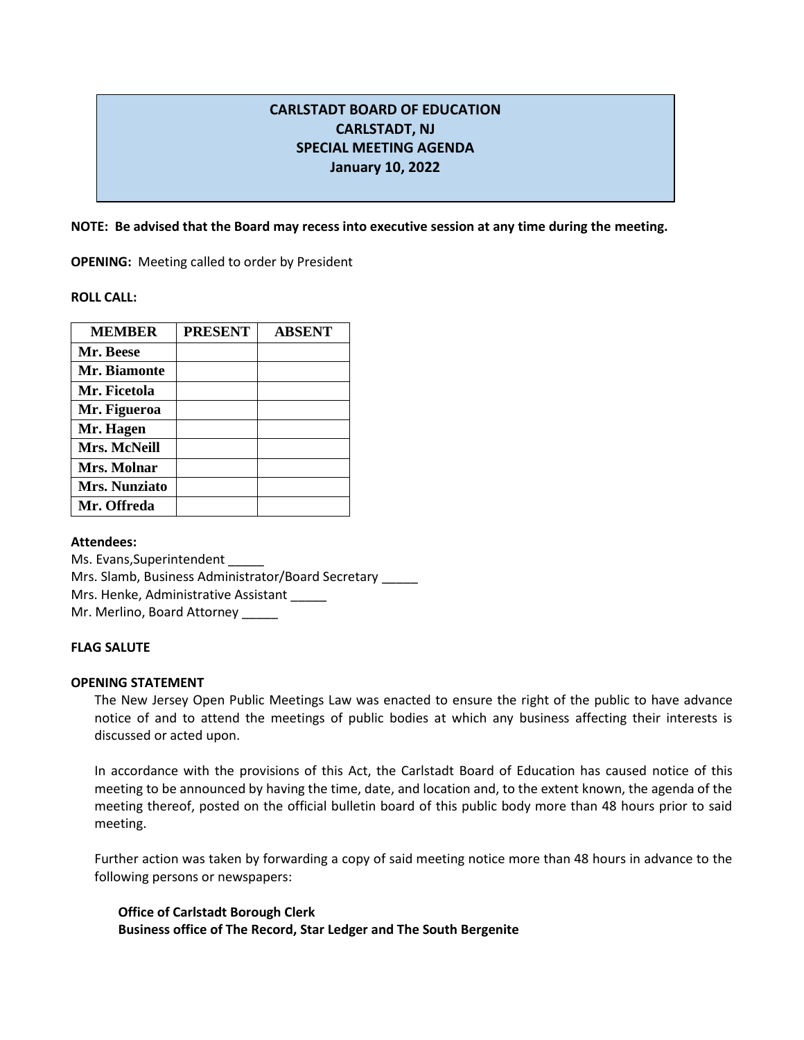# CARLSTADT BOARD OF EDUCATION
## CARLSTADT, NJ
## SPECIAL MEETING AGENDA
## January 10, 2022

**NOTE: Be advised that the Board may recess into executive session at any time during the meeting.**

**OPENING:** Meeting called to order by President

**ROLL CALL:**

| MEMBER | PRESENT | ABSENT |
|---|---|---|
| Mr. Beese | | |
| Mr. Biamonte | | |
| Mr. Ficetola | | |
| Mr. Figueroa | | |
| Mr. Hagen | | |
| Mrs. McNeill | | |
| Mrs. Molnar | | |
| Mrs. Nunziato | | |
| Mr. Offreda | | |

**Attendees:**

Ms. Evans,Superintendent _____
Mrs. Slamb, Business Administrator/Board Secretary _____
Mrs. Henke, Administrative Assistant _____
Mr. Merlino, Board Attorney _____

**FLAG SALUTE**

**OPENING STATEMENT**

The New Jersey Open Public Meetings Law was enacted to ensure the right of the public to have advance notice of and to attend the meetings of public bodies at which any business affecting their interests is discussed or acted upon.

In accordance with the provisions of this Act, the Carlstadt Board of Education has caused notice of this meeting to be announced by having the time, date, and location and, to the extent known, the agenda of the meeting thereof, posted on the official bulletin board of this public body more than 48 hours prior to said meeting.

Further action was taken by forwarding a copy of said meeting notice more than 48 hours in advance to the following persons or newspapers:

**Office of Carlstadt Borough Clerk**
**Business office of The Record, Star Ledger and The South Bergenite**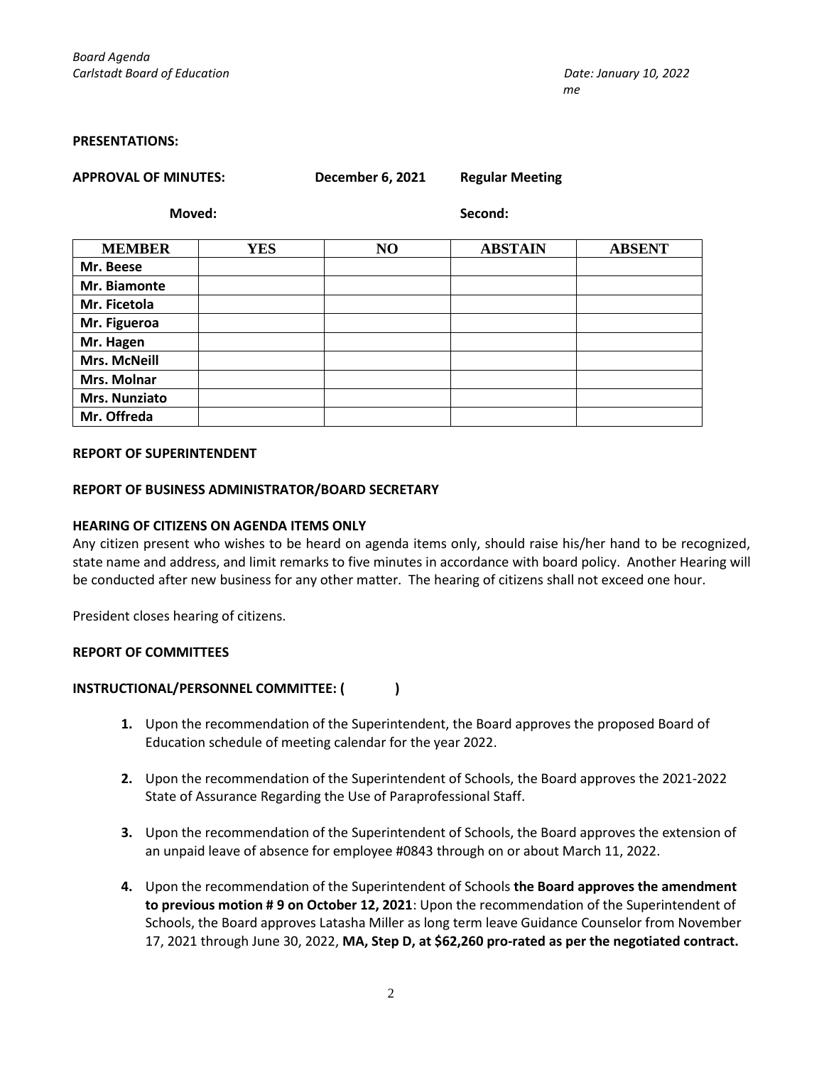*Board Agenda*
*Carlstadt Board of Education* *Date: January 10, 2022*
*me*

**PRESENTATIONS:**

**APPROVAL OF MINUTES:** **December 6, 2021** **Regular Meeting**

**Moved:** **Second:**

| MEMBER | YES | NO | ABSTAIN | ABSENT |
|---|---|---|---|---|
| Mr. Beese | | | | |
| Mr. Biamonte | | | | |
| Mr. Ficetola | | | | |
| Mr. Figueroa | | | | |
| Mr. Hagen | | | | |
| Mrs. McNeill | | | | |
| Mrs. Molnar | | | | |
| Mrs. Nunziato | | | | |
| Mr. Offreda | | | | |

**REPORT OF SUPERINTENDENT**

**REPORT OF BUSINESS ADMINISTRATOR/BOARD SECRETARY**

**HEARING OF CITIZENS ON AGENDA ITEMS ONLY**

Any citizen present who wishes to be heard on agenda items only, should raise his/her hand to be recognized, state name and address, and limit remarks to five minutes in accordance with board policy. Another Hearing will be conducted after new business for any other matter. The hearing of citizens shall not exceed one hour.

President closes hearing of citizens.

**REPORT OF COMMITTEES**

**INSTRUCTIONAL/PERSONNEL COMMITTEE: ( )**

1. Upon the recommendation of the Superintendent, the Board approves the proposed Board of Education schedule of meeting calendar for the year 2022.

2. Upon the recommendation of the Superintendent of Schools, the Board approves the 2021-2022 State of Assurance Regarding the Use of Paraprofessional Staff.

3. Upon the recommendation of the Superintendent of Schools, the Board approves the extension of an unpaid leave of absence for employee #0843 through on or about March 11, 2022.

4. Upon the recommendation of the Superintendent of Schools **the Board approves the amendment to previous motion # 9 on October 12, 2021**: Upon the recommendation of the Superintendent of Schools, the Board approves Latasha Miller as long term leave Guidance Counselor from November 17, 2021 through June 30, 2022, **MA, Step D, at $62,260 pro-rated as per the negotiated contract.**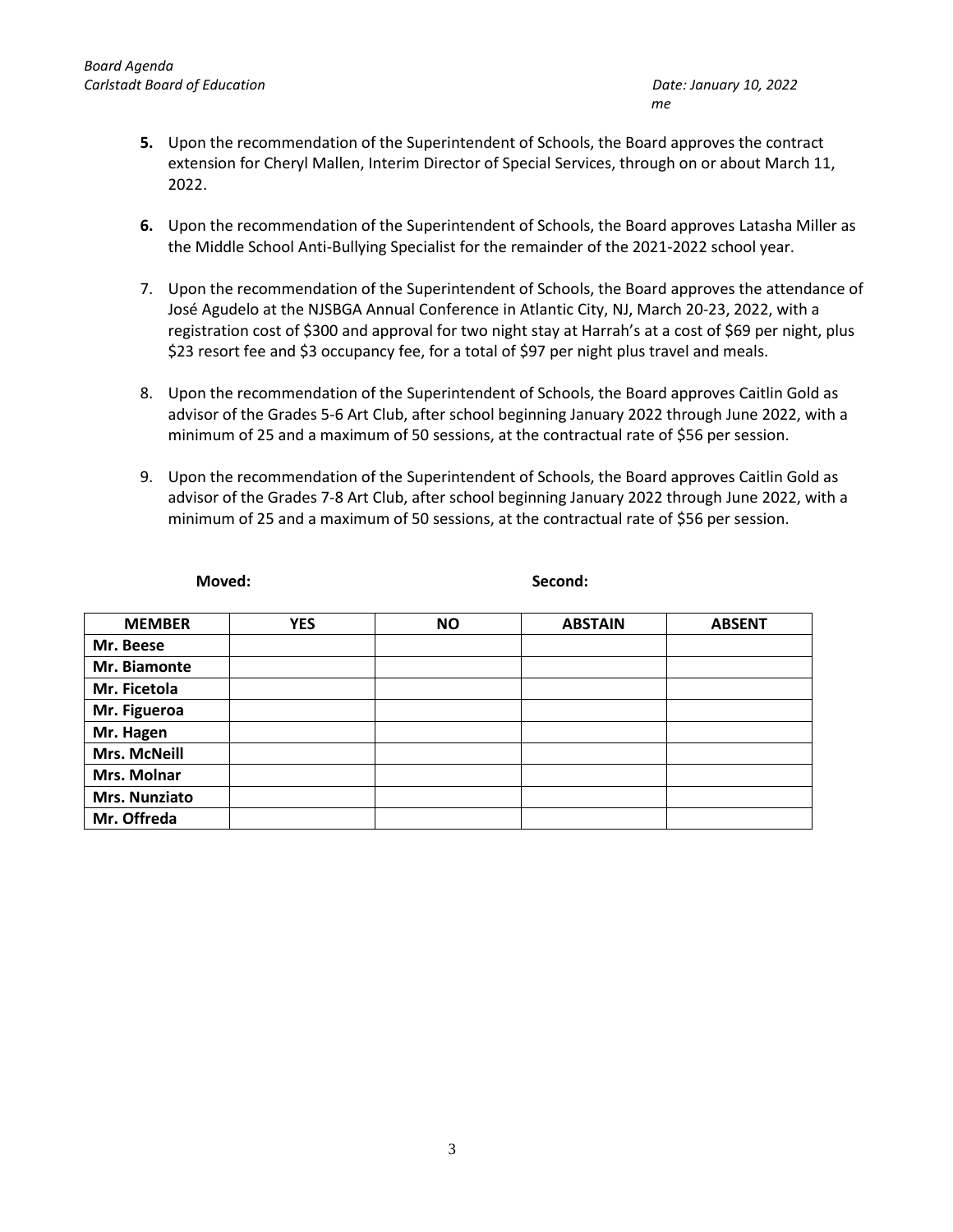5. Upon the recommendation of the Superintendent of Schools, the Board approves the contract extension for Cheryl Mallen, Interim Director of Special Services, through on or about March 11, 2022.

6. Upon the recommendation of the Superintendent of Schools, the Board approves Latasha Miller as the Middle School Anti-Bullying Specialist for the remainder of the 2021-2022 school year.

7. Upon the recommendation of the Superintendent of Schools, the Board approves the attendance of José Agudelo at the NJSBGA Annual Conference in Atlantic City, NJ, March 20-23, 2022, with a registration cost of $300 and approval for two night stay at Harrah's at a cost of $69 per night, plus $23 resort fee and $3 occupancy fee, for a total of $97 per night plus travel and meals.

8. Upon the recommendation of the Superintendent of Schools, the Board approves Caitlin Gold as advisor of the Grades 5-6 Art Club, after school beginning January 2022 through June 2022, with a minimum of 25 and a maximum of 50 sessions, at the contractual rate of $56 per session.

9. Upon the recommendation of the Superintendent of Schools, the Board approves Caitlin Gold as advisor of the Grades 7-8 Art Club, after school beginning January 2022 through June 2022, with a minimum of 25 and a maximum of 50 sessions, at the contractual rate of $56 per session.

**Moved:** **Second:**

| MEMBER | YES | NO | ABSTAIN | ABSENT |
|---|---|---|---|---|
| Mr. Beese | | | | |
| Mr. Biamonte | | | | |
| Mr. Ficetola | | | | |
| Mr. Figueroa | | | | |
| Mr. Hagen | | | | |
| Mrs. McNeill | | | | |
| Mrs. Molnar | | | | |
| Mrs. Nunziato | | | | |
| Mr. Offreda | | | | |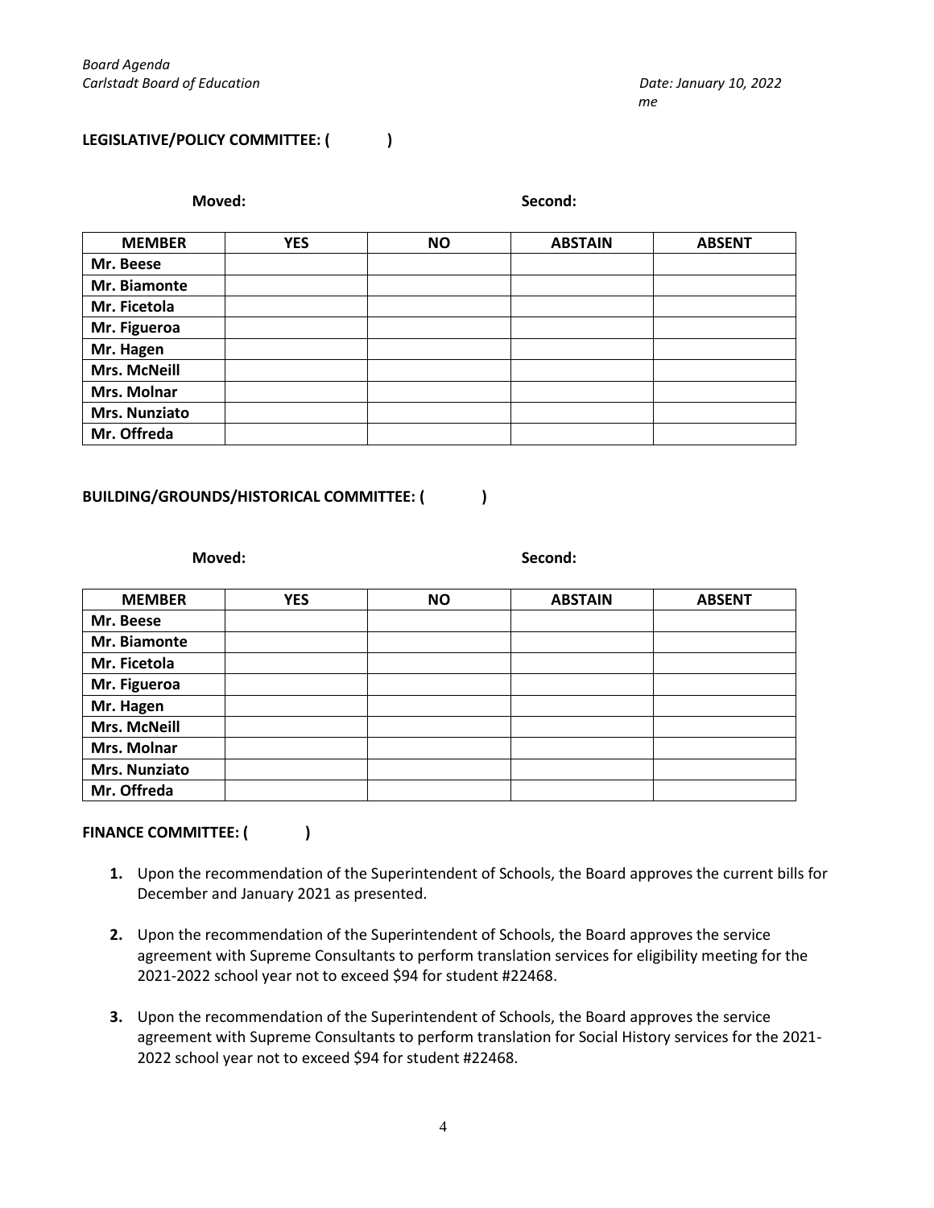**LEGISLATIVE/POLICY COMMITTEE: (            )**

**Moved:** **Second:**

| MEMBER | YES | NO | ABSTAIN | ABSENT |
|---|---|---|---|---|
| Mr. Beese | | | | |
| Mr. Biamonte | | | | |
| Mr. Ficetola | | | | |
| Mr. Figueroa | | | | |
| Mr. Hagen | | | | |
| Mrs. McNeill | | | | |
| Mrs. Molnar | | | | |
| Mrs. Nunziato | | | | |
| Mr. Offreda | | | | |

**BUILDING/GROUNDS/HISTORICAL COMMITTEE: (            )**

**Moved:** **Second:**

| MEMBER | YES | NO | ABSTAIN | ABSENT |
|---|---|---|---|---|
| Mr. Beese | | | | |
| Mr. Biamonte | | | | |
| Mr. Ficetola | | | | |
| Mr. Figueroa | | | | |
| Mr. Hagen | | | | |
| Mrs. McNeill | | | | |
| Mrs. Molnar | | | | |
| Mrs. Nunziato | | | | |
| Mr. Offreda | | | | |

**FINANCE COMMITTEE: (            )**

1. Upon the recommendation of the Superintendent of Schools, the Board approves the current bills for December and January 2021 as presented.

2. Upon the recommendation of the Superintendent of Schools, the Board approves the service agreement with Supreme Consultants to perform translation services for eligibility meeting for the 2021-2022 school year not to exceed $94 for student #22468.

3. Upon the recommendation of the Superintendent of Schools, the Board approves the service agreement with Supreme Consultants to perform translation for Social History services for the 2021-2022 school year not to exceed $94 for student #22468.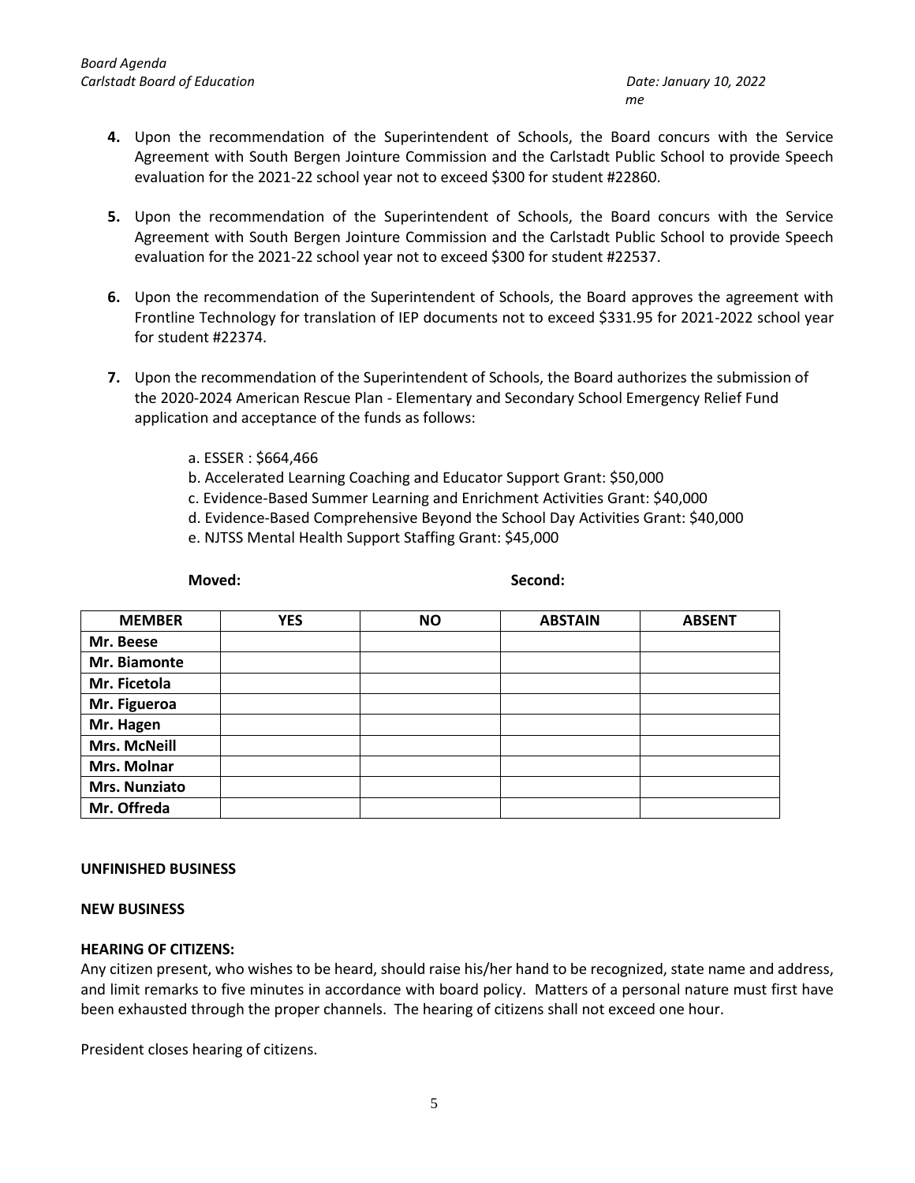4. Upon the recommendation of the Superintendent of Schools, the Board concurs with the Service Agreement with South Bergen Jointure Commission and the Carlstadt Public School to provide Speech evaluation for the 2021-22 school year not to exceed $300 for student #22860.

5. Upon the recommendation of the Superintendent of Schools, the Board concurs with the Service Agreement with South Bergen Jointure Commission and the Carlstadt Public School to provide Speech evaluation for the 2021-22 school year not to exceed $300 for student #22537.

6. Upon the recommendation of the Superintendent of Schools, the Board approves the agreement with Frontline Technology for translation of IEP documents not to exceed $331.95 for 2021-2022 school year for student #22374.

7. Upon the recommendation of the Superintendent of Schools, the Board authorizes the submission of the 2020-2024 American Rescue Plan - Elementary and Secondary School Emergency Relief Fund application and acceptance of the funds as follows:

   a. ESSER : $664,466
   b. Accelerated Learning Coaching and Educator Support Grant: $50,000
   c. Evidence-Based Summer Learning and Enrichment Activities Grant: $40,000
   d. Evidence-Based Comprehensive Beyond the School Day Activities Grant: $40,000
   e. NJTSS Mental Health Support Staffing Grant: $45,000

**Moved:** **Second:**

| MEMBER | YES | NO | ABSTAIN | ABSENT |
|---|---|---|---|---|
| Mr. Beese | | | | |
| Mr. Biamonte | | | | |
| Mr. Ficetola | | | | |
| Mr. Figueroa | | | | |
| Mr. Hagen | | | | |
| Mrs. McNeill | | | | |
| Mrs. Molnar | | | | |
| Mrs. Nunziato | | | | |
| Mr. Offreda | | | | |

**UNFINISHED BUSINESS**

**NEW BUSINESS**

**HEARING OF CITIZENS:**

Any citizen present, who wishes to be heard, should raise his/her hand to be recognized, state name and address, and limit remarks to five minutes in accordance with board policy. Matters of a personal nature must first have been exhausted through the proper channels. The hearing of citizens shall not exceed one hour.

President closes hearing of citizens.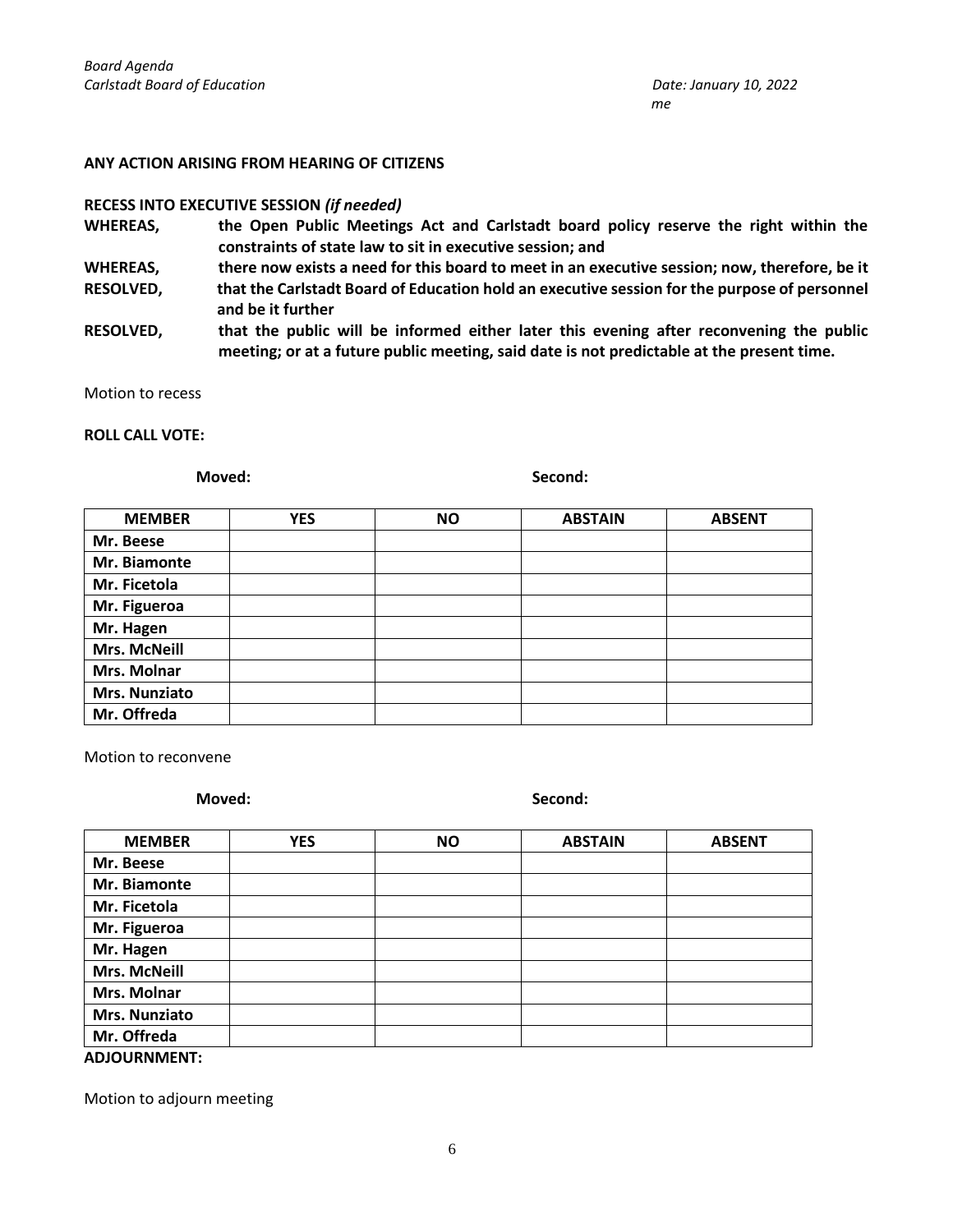**ANY ACTION ARISING FROM HEARING OF CITIZENS**

**RECESS INTO EXECUTIVE SESSION *(if needed)***

**WHEREAS,** **the Open Public Meetings Act and Carlstadt board policy reserve the right within the constraints of state law to sit in executive session; and**

**WHEREAS,** **there now exists a need for this board to meet in an executive session; now, therefore, be it**

**RESOLVED,** **that the Carlstadt Board of Education hold an executive session for the purpose of personnel and be it further**

**RESOLVED,** **that the public will be informed either later this evening after reconvening the public meeting; or at a future public meeting, said date is not predictable at the present time.**

Motion to recess

**ROLL CALL VOTE:**

**Moved:** **Second:**

| MEMBER | YES | NO | ABSTAIN | ABSENT |
|---|---|---|---|---|
| **Mr. Beese** | | | | |
| **Mr. Biamonte** | | | | |
| **Mr. Ficetola** | | | | |
| **Mr. Figueroa** | | | | |
| **Mr. Hagen** | | | | |
| **Mrs. McNeill** | | | | |
| **Mrs. Molnar** | | | | |
| **Mrs. Nunziato** | | | | |
| **Mr. Offreda** | | | | |

Motion to reconvene

**Moved:** **Second:**

| MEMBER | YES | NO | ABSTAIN | ABSENT |
|---|---|---|---|---|
| **Mr. Beese** | | | | |
| **Mr. Biamonte** | | | | |
| **Mr. Ficetola** | | | | |
| **Mr. Figueroa** | | | | |
| **Mr. Hagen** | | | | |
| **Mrs. McNeill** | | | | |
| **Mrs. Molnar** | | | | |
| **Mrs. Nunziato** | | | | |
| **Mr. Offreda** | | | | |

**ADJOURNMENT:**

Motion to adjourn meeting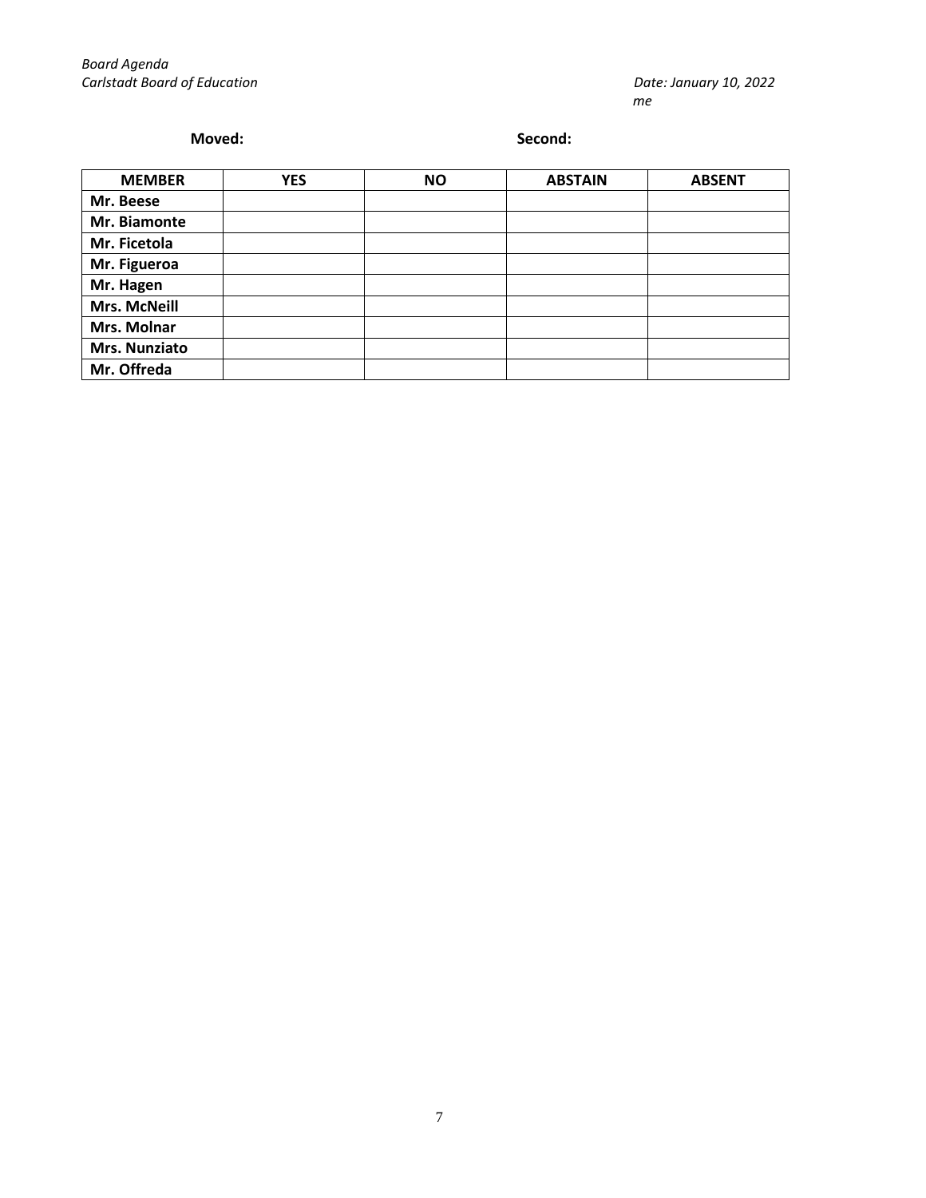**Moved:** **Second:**

| MEMBER | YES | NO | ABSTAIN | ABSENT |
|---|---|---|---|---|
| **Mr. Beese** | | | | |
| **Mr. Biamonte** | | | | |
| **Mr. Ficetola** | | | | |
| **Mr. Figueroa** | | | | |
| **Mr. Hagen** | | | | |
| **Mrs. McNeill** | | | | |
| **Mrs. Molnar** | | | | |
| **Mrs. Nunziato** | | | | |
| **Mr. Offreda** | | | | |